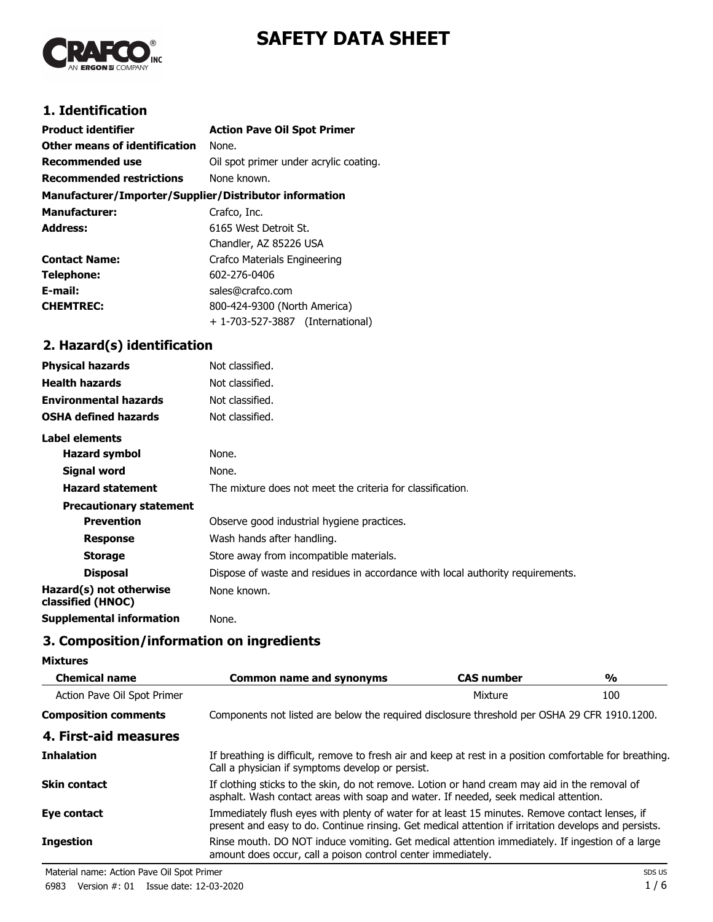# SAFETY DATA SHEET

## 1. Identification

| | |
|---|---|
| **Product identifier** | **Action Pave Oil Spot Primer** |
| **Other means of identification** | None. |
| **Recommended use** | Oil spot primer under acrylic coating. |
| **Recommended restrictions** | None known. |

**Manufacturer/Importer/Supplier/Distributor information**

| | |
|---|---|
| **Manufacturer:** | Crafco, Inc. |
| **Address:** | 6165 West Detroit St.<br>Chandler, AZ 85226 USA |
| **Contact Name:** | Crafco Materials Engineering |
| **Telephone:** | 602-276-0406 |
| **E-mail:** | sales@crafco.com |
| **CHEMTREC:** | 800-424-9300 (North America)<br>+ 1-703-527-3887 (International) |

## 2. Hazard(s) identification

| | |
|---|---|
| **Physical hazards** | Not classified. |
| **Health hazards** | Not classified. |
| **Environmental hazards** | Not classified. |
| **OSHA defined hazards** | Not classified. |

**Label elements**

| | |
|---|---|
| **Hazard symbol** | None. |
| **Signal word** | None. |
| **Hazard statement** | The mixture does not meet the criteria for classification. |

**Precautionary statement**

| | |
|---|---|
| **Prevention** | Observe good industrial hygiene practices. |
| **Response** | Wash hands after handling. |
| **Storage** | Store away from incompatible materials. |
| **Disposal** | Dispose of waste and residues in accordance with local authority requirements. |
| **Hazard(s) not otherwise classified (HNOC)** | None known. |
| **Supplemental information** | None. |

## 3. Composition/information on ingredients

**Mixtures**

| Chemical name | Common name and synonyms | CAS number | % |
|---|---|---|---|
| Action Pave Oil Spot Primer | | Mixture | 100 |

**Composition comments** Components not listed are below the required disclosure threshold per OSHA 29 CFR 1910.1200.

## 4. First-aid measures

| | |
|---|---|
| **Inhalation** | If breathing is difficult, remove to fresh air and keep at rest in a position comfortable for breathing. Call a physician if symptoms develop or persist. |
| **Skin contact** | If clothing sticks to the skin, do not remove. Lotion or hand cream may aid in the removal of asphalt. Wash contact areas with soap and water. If needed, seek medical attention. |
| **Eye contact** | Immediately flush eyes with plenty of water for at least 15 minutes. Remove contact lenses, if present and easy to do. Continue rinsing. Get medical attention if irritation develops and persists. |
| **Ingestion** | Rinse mouth. DO NOT induce vomiting. Get medical attention immediately. If ingestion of a large amount does occur, call a poison control center immediately. |

Material name: Action Pave Oil Spot Primer
6983 Version #: 01 Issue date: 12-03-2020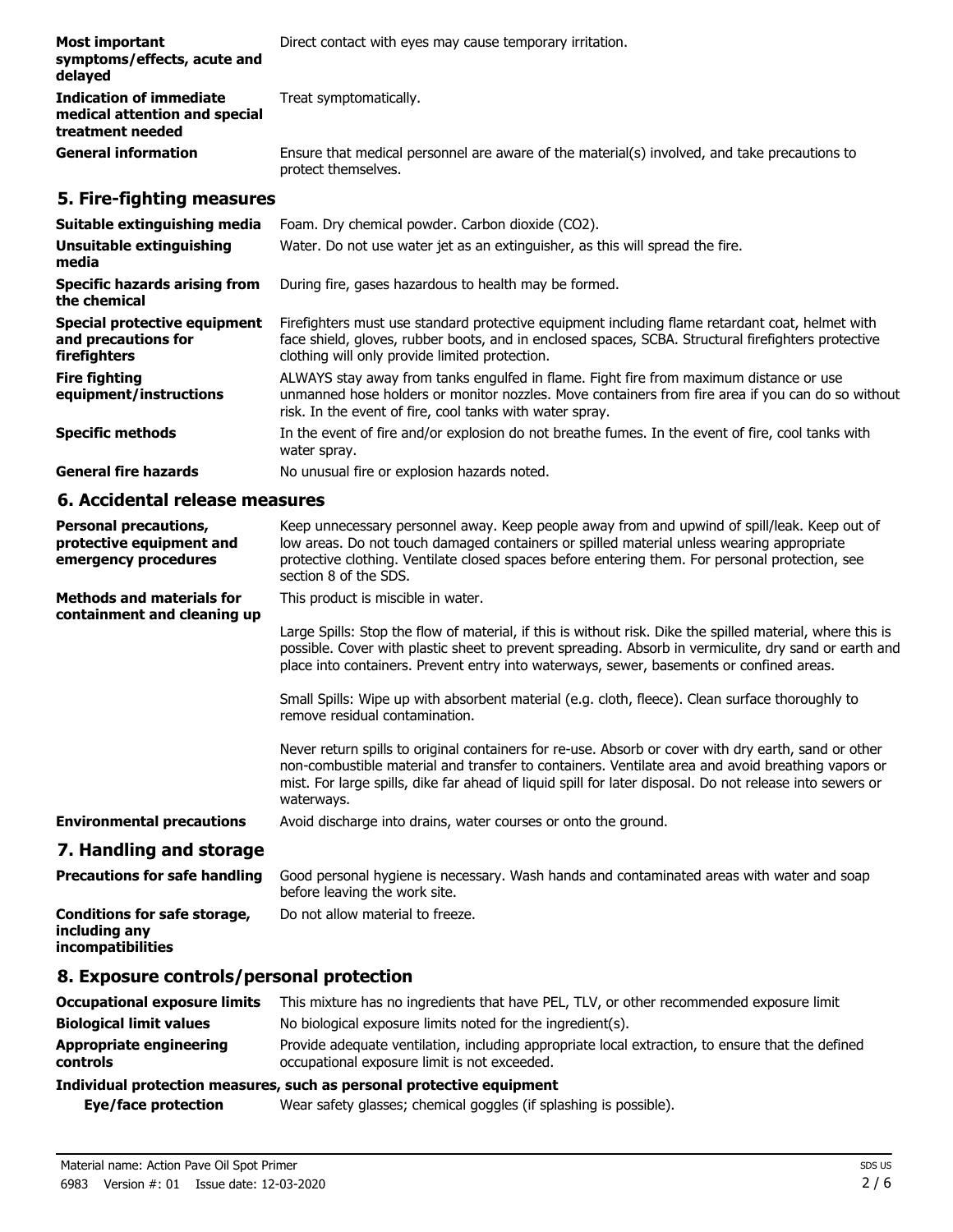| | |
|---|---|
| **Most important symptoms/effects, acute and delayed** | Direct contact with eyes may cause temporary irritation. |
| **Indication of immediate medical attention and special treatment needed** | Treat symptomatically. |
| **General information** | Ensure that medical personnel are aware of the material(s) involved, and take precautions to protect themselves. |

## 5. Fire-fighting measures

| | |
|---|---|
| **Suitable extinguishing media** | Foam. Dry chemical powder. Carbon dioxide ($CO_2$). |
| **Unsuitable extinguishing media** | Water. Do not use water jet as an extinguisher, as this will spread the fire. |
| **Specific hazards arising from the chemical** | During fire, gases hazardous to health may be formed. |
| **Special protective equipment and precautions for firefighters** | Firefighters must use standard protective equipment including flame retardant coat, helmet with face shield, gloves, rubber boots, and in enclosed spaces, SCBA. Structural firefighters protective clothing will only provide limited protection. |
| **Fire fighting equipment/instructions** | ALWAYS stay away from tanks engulfed in flame. Fight fire from maximum distance or use unmanned hose holders or monitor nozzles. Move containers from fire area if you can do so without risk. In the event of fire, cool tanks with water spray. |
| **Specific methods** | In the event of fire and/or explosion do not breathe fumes. In the event of fire, cool tanks with water spray. |
| **General fire hazards** | No unusual fire or explosion hazards noted. |

## 6. Accidental release measures

**Personal precautions, protective equipment and emergency procedures**

Keep unnecessary personnel away. Keep people away from and upwind of spill/leak. Keep out of low areas. Do not touch damaged containers or spilled material unless wearing appropriate protective clothing. Ventilate closed spaces before entering them. For personal protection, see section 8 of the SDS.

**Methods and materials for containment and cleaning up**

This product is miscible in water.

Large Spills: Stop the flow of material, if this is without risk. Dike the spilled material, where this is possible. Cover with plastic sheet to prevent spreading. Absorb in vermiculite, dry sand or earth and place into containers. Prevent entry into waterways, sewer, basements or confined areas.

Small Spills: Wipe up with absorbent material (e.g. cloth, fleece). Clean surface thoroughly to remove residual contamination.

Never return spills to original containers for re-use. Absorb or cover with dry earth, sand or other non-combustible material and transfer to containers. Ventilate area and avoid breathing vapors or mist. For large spills, dike far ahead of liquid spill for later disposal. Do not release into sewers or waterways.

**Environmental precautions**

Avoid discharge into drains, water courses or onto the ground.

## 7. Handling and storage

| | |
|---|---|
| **Precautions for safe handling** | Good personal hygiene is necessary. Wash hands and contaminated areas with water and soap before leaving the work site. |
| **Conditions for safe storage, including any incompatibilities** | Do not allow material to freeze. |

## 8. Exposure controls/personal protection

| | |
|---|---|
| **Occupational exposure limits** | This mixture has no ingredients that have PEL, TLV, or other recommended exposure limit |
| **Biological limit values** | No biological exposure limits noted for the ingredient(s). |
| **Appropriate engineering controls** | Provide adequate ventilation, including appropriate local extraction, to ensure that the defined occupational exposure limit is not exceeded. |

**Individual protection measures, such as personal protective equipment**

| | |
|---|---|
| **Eye/face protection** | Wear safety glasses; chemical goggles (if splashing is possible). |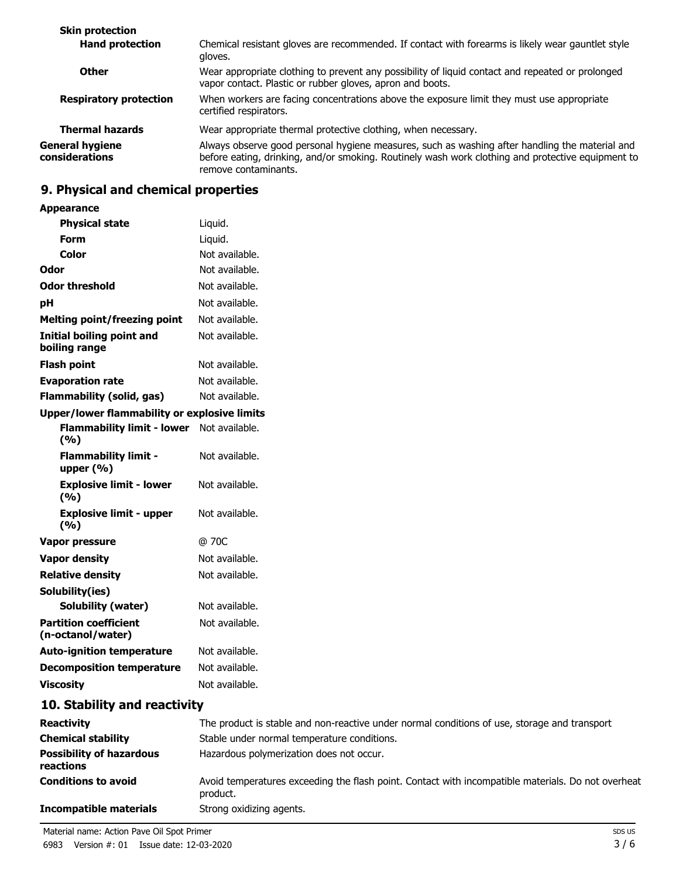**Skin protection**

| | |
|---|---|
| **Hand protection** | Chemical resistant gloves are recommended. If contact with forearms is likely wear gauntlet style gloves. |
| **Other** | Wear appropriate clothing to prevent any possibility of liquid contact and repeated or prolonged vapor contact. Plastic or rubber gloves, apron and boots. |
| **Respiratory protection** | When workers are facing concentrations above the exposure limit they must use appropriate certified respirators. |
| **Thermal hazards** | Wear appropriate thermal protective clothing, when necessary. |
| **General hygiene considerations** | Always observe good personal hygiene measures, such as washing after handling the material and before eating, drinking, and/or smoking. Routinely wash work clothing and protective equipment to remove contaminants. |

## 9. Physical and chemical properties

**Appearance**

| | |
|---|---|
| **Physical state** | Liquid. |
| **Form** | Liquid. |
| **Color** | Not available. |
| **Odor** | Not available. |
| **Odor threshold** | Not available. |
| **pH** | Not available. |
| **Melting point/freezing point** | Not available. |
| **Initial boiling point and boiling range** | Not available. |
| **Flash point** | Not available. |
| **Evaporation rate** | Not available. |
| **Flammability (solid, gas)** | Not available. |

**Upper/lower flammability or explosive limits**

| | |
|---|---|
| **Flammability limit - lower (%)** | Not available. |
| **Flammability limit - upper (%)** | Not available. |
| **Explosive limit - lower (%)** | Not available. |
| **Explosive limit - upper (%)** | Not available. |
| **Vapor pressure** | @ 70C |
| **Vapor density** | Not available. |
| **Relative density** | Not available. |

**Solubility(ies)**

| | |
|---|---|
| **Solubility (water)** | Not available. |
| **Partition coefficient (n-octanol/water)** | Not available. |
| **Auto-ignition temperature** | Not available. |
| **Decomposition temperature** | Not available. |
| **Viscosity** | Not available. |

## 10. Stability and reactivity

| | |
|---|---|
| **Reactivity** | The product is stable and non-reactive under normal conditions of use, storage and transport |
| **Chemical stability** | Stable under normal temperature conditions. |
| **Possibility of hazardous reactions** | Hazardous polymerization does not occur. |
| **Conditions to avoid** | Avoid temperatures exceeding the flash point. Contact with incompatible materials. Do not overheat product. |
| **Incompatible materials** | Strong oxidizing agents. |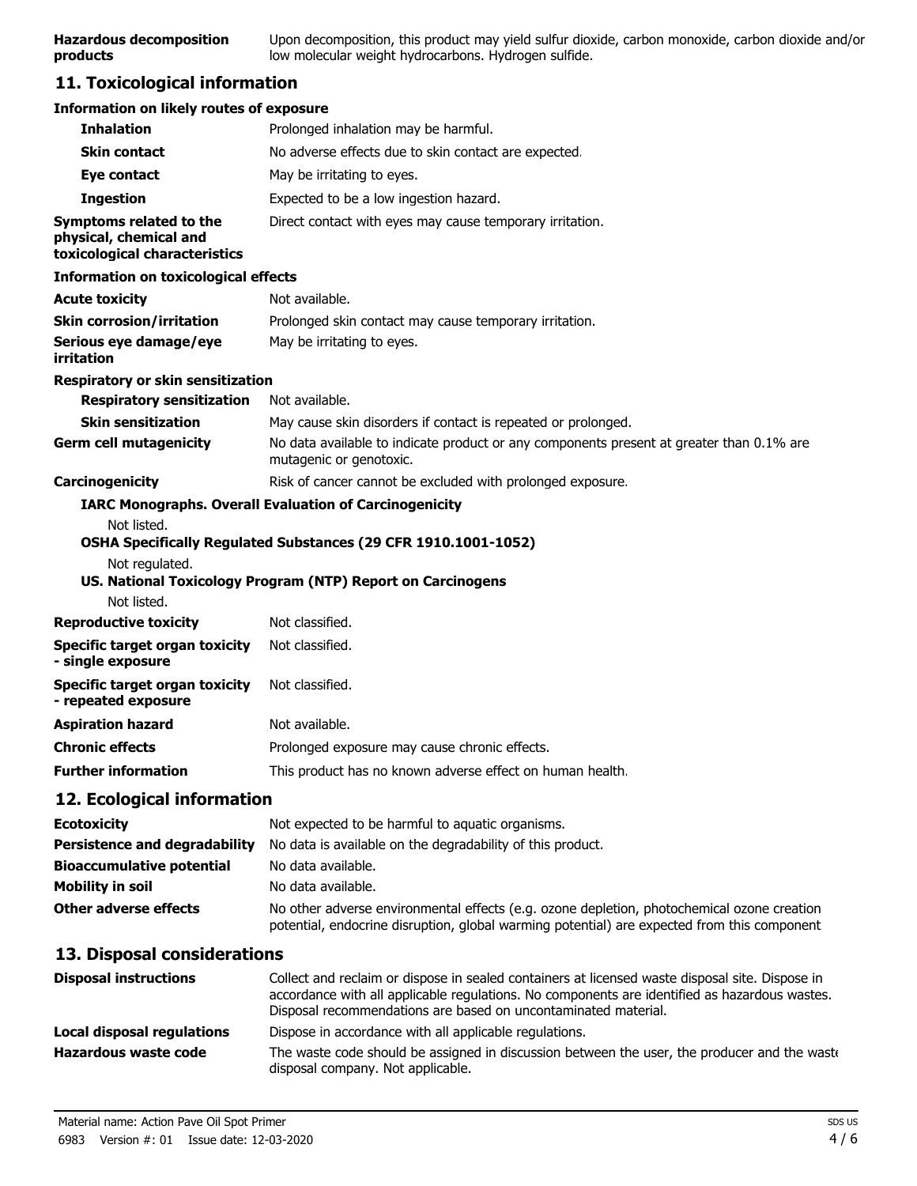| | |
|---|---|
| **Hazardous decomposition products** | Upon decomposition, this product may yield sulfur dioxide, carbon monoxide, carbon dioxide and/or low molecular weight hydrocarbons. Hydrogen sulfide. |

## 11. Toxicological information

**Information on likely routes of exposure**

| | |
|---|---|
| **Inhalation** | Prolonged inhalation may be harmful. |
| **Skin contact** | No adverse effects due to skin contact are expected. |
| **Eye contact** | May be irritating to eyes. |
| **Ingestion** | Expected to be a low ingestion hazard. |
| **Symptoms related to the physical, chemical and toxicological characteristics** | Direct contact with eyes may cause temporary irritation. |

**Information on toxicological effects**

| | |
|---|---|
| **Acute toxicity** | Not available. |
| **Skin corrosion/irritation** | Prolonged skin contact may cause temporary irritation. |
| **Serious eye damage/eye irritation** | May be irritating to eyes. |

**Respiratory or skin sensitization**

| | |
|---|---|
| **Respiratory sensitization** | Not available. |
| **Skin sensitization** | May cause skin disorders if contact is repeated or prolonged. |
| **Germ cell mutagenicity** | No data available to indicate product or any components present at greater than 0.1% are mutagenic or genotoxic. |
| **Carcinogenicity** | Risk of cancer cannot be excluded with prolonged exposure. |

**IARC Monographs. Overall Evaluation of Carcinogenicity**

Not listed.

**OSHA Specifically Regulated Substances (29 CFR 1910.1001-1052)**

Not regulated.

**US. National Toxicology Program (NTP) Report on Carcinogens**

Not listed.

| | |
|---|---|
| **Reproductive toxicity** | Not classified. |
| **Specific target organ toxicity - single exposure** | Not classified. |
| **Specific target organ toxicity - repeated exposure** | Not classified. |
| **Aspiration hazard** | Not available. |
| **Chronic effects** | Prolonged exposure may cause chronic effects. |
| **Further information** | This product has no known adverse effect on human health. |

## 12. Ecological information

| | |
|---|---|
| **Ecotoxicity** | Not expected to be harmful to aquatic organisms. |
| **Persistence and degradability** | No data is available on the degradability of this product. |
| **Bioaccumulative potential** | No data available. |
| **Mobility in soil** | No data available. |
| **Other adverse effects** | No other adverse environmental effects (e.g. ozone depletion, photochemical ozone creation potential, endocrine disruption, global warming potential) are expected from this component |

## 13. Disposal considerations

| | |
|---|---|
| **Disposal instructions** | Collect and reclaim or dispose in sealed containers at licensed waste disposal site. Dispose in accordance with all applicable regulations. No components are identified as hazardous wastes. Disposal recommendations are based on uncontaminated material. |
| **Local disposal regulations** | Dispose in accordance with all applicable regulations. |
| **Hazardous waste code** | The waste code should be assigned in discussion between the user, the producer and the waste disposal company. Not applicable. |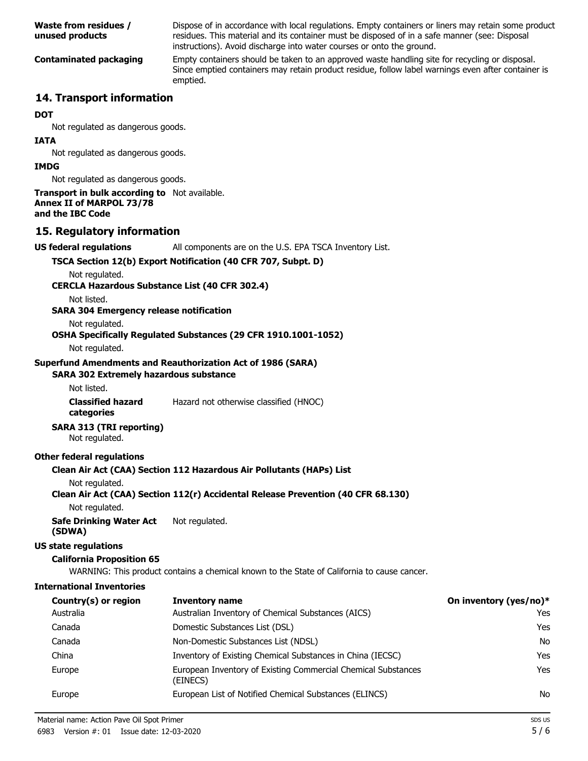**Waste from residues / unused products** Dispose of in accordance with local regulations. Empty containers or liners may retain some product residues. This material and its container must be disposed of in a safe manner (see: Disposal instructions). Avoid discharge into water courses or onto the ground.

**Contaminated packaging** Empty containers should be taken to an approved waste handling site for recycling or disposal. Since emptied containers may retain product residue, follow label warnings even after container is emptied.

## 14. Transport information

**DOT**

Not regulated as dangerous goods.

**IATA**

Not regulated as dangerous goods.

**IMDG**

Not regulated as dangerous goods.

**Transport in bulk according to Annex II of MARPOL 73/78 and the IBC Code** Not available.

## 15. Regulatory information

**US federal regulations** All components are on the U.S. EPA TSCA Inventory List.

**TSCA Section 12(b) Export Notification (40 CFR 707, Subpt. D)**

Not regulated.

**CERCLA Hazardous Substance List (40 CFR 302.4)**

Not listed.

**SARA 304 Emergency release notification**

Not regulated.

**OSHA Specifically Regulated Substances (29 CFR 1910.1001-1052)**

Not regulated.

**Superfund Amendments and Reauthorization Act of 1986 (SARA)**

**SARA 302 Extremely hazardous substance**

Not listed.

**Classified hazard categories** Hazard not otherwise classified (HNOC)

**SARA 313 (TRI reporting)**

Not regulated.

**Other federal regulations**

**Clean Air Act (CAA) Section 112 Hazardous Air Pollutants (HAPs) List**

Not regulated.

**Clean Air Act (CAA) Section 112(r) Accidental Release Prevention (40 CFR 68.130)**

Not regulated.

**Safe Drinking Water Act (SDWA)** Not regulated.

**US state regulations**

**California Proposition 65**

WARNING: This product contains a chemical known to the State of California to cause cancer.

**International Inventories**

| Country(s) or region | Inventory name | On inventory (yes/no)* |
|---|---|---|
| Australia | Australian Inventory of Chemical Substances (AICS) | Yes |
| Canada | Domestic Substances List (DSL) | Yes |
| Canada | Non-Domestic Substances List (NDSL) | No |
| China | Inventory of Existing Chemical Substances in China (IECSC) | Yes |
| Europe | European Inventory of Existing Commercial Chemical Substances (EINECS) | Yes |
| Europe | European List of Notified Chemical Substances (ELINCS) | No |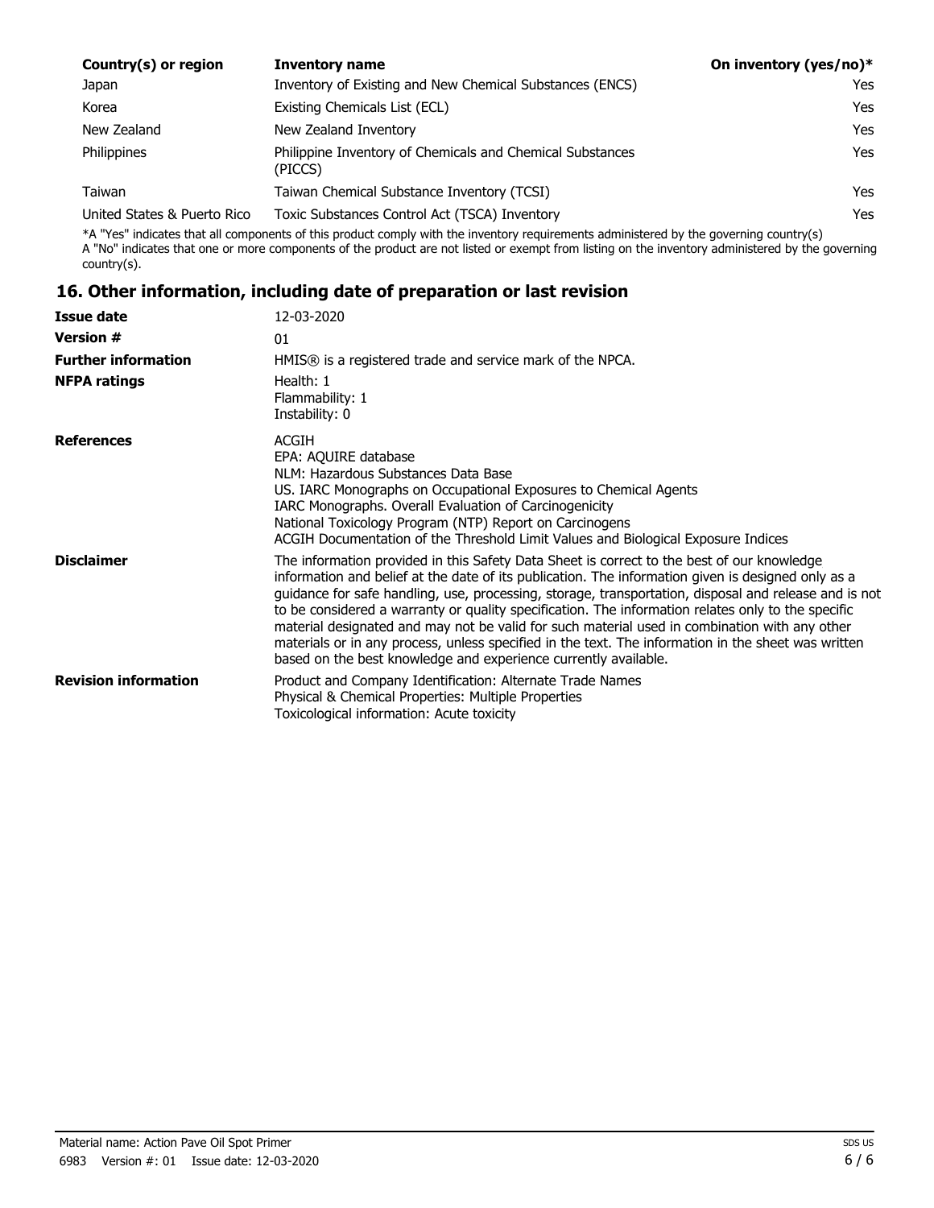| Country(s) or region | Inventory name | On inventory (yes/no)* |
| --- | --- | --- |
| Japan | Inventory of Existing and New Chemical Substances (ENCS) | Yes |
| Korea | Existing Chemicals List (ECL) | Yes |
| New Zealand | New Zealand Inventory | Yes |
| Philippines | Philippine Inventory of Chemicals and Chemical Substances (PICCS) | Yes |
| Taiwan | Taiwan Chemical Substance Inventory (TCSI) | Yes |
| United States & Puerto Rico | Toxic Substances Control Act (TSCA) Inventory | Yes |

*A "Yes" indicates that all components of this product comply with the inventory requirements administered by the governing country(s)
A "No" indicates that one or more components of the product are not listed or exempt from listing on the inventory administered by the governing country(s).

## 16. Other information, including date of preparation or last revision

**Issue date** 12-03-2020

**Version #** 01

**Further information** HMIS® is a registered trade and service mark of the NPCA.

**NFPA ratings**
Health: 1
Flammability: 1
Instability: 0

**References**
ACGIH
EPA: AQUIRE database
NLM: Hazardous Substances Data Base
US. IARC Monographs on Occupational Exposures to Chemical Agents
IARC Monographs. Overall Evaluation of Carcinogenicity
National Toxicology Program (NTP) Report on Carcinogens
ACGIH Documentation of the Threshold Limit Values and Biological Exposure Indices

**Disclaimer** The information provided in this Safety Data Sheet is correct to the best of our knowledge information and belief at the date of its publication. The information given is designed only as a guidance for safe handling, use, processing, storage, transportation, disposal and release and is not to be considered a warranty or quality specification. The information relates only to the specific material designated and may not be valid for such material used in combination with any other materials or in any process, unless specified in the text. The information in the sheet was written based on the best knowledge and experience currently available.

**Revision information**
Product and Company Identification: Alternate Trade Names
Physical & Chemical Properties: Multiple Properties
Toxicological information: Acute toxicity